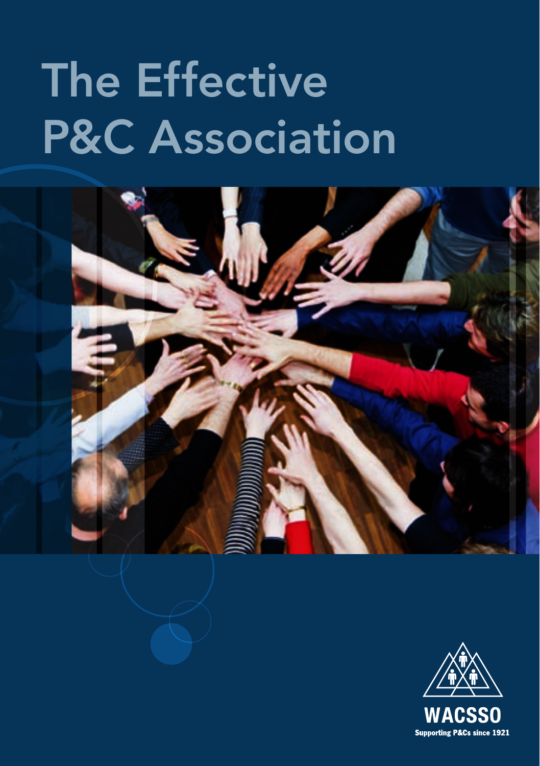# The Effective P&C Association

WACSSO

Supporting P&Cs since 1921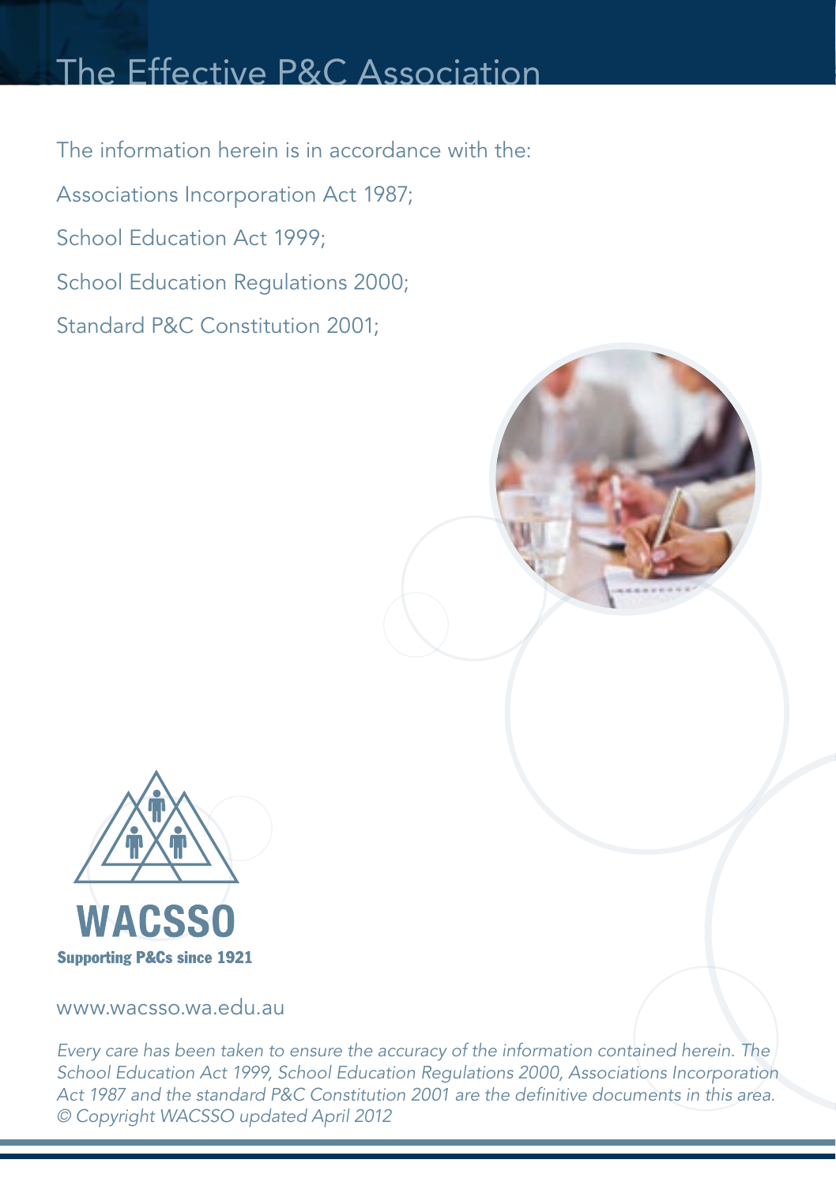# The Effective P&C Association

The information herein is in accordance with the:

Associations Incorporation Act 1987;

School Education Act 1999;

School Education Regulations 2000;

Standard P&C Constitution 2001;

WACSSO

Supporting P&Cs since 1921

www.wacsso.wa.edu.au

*Every care has been taken to ensure the accuracy of the information contained herein. The School Education Act 1999, School Education Regulations 2000, Associations Incorporation Act 1987 and the standard P&C Constitution 2001 are the definitive documents in this area.*
*© Copyright WACSSO updated April 2012*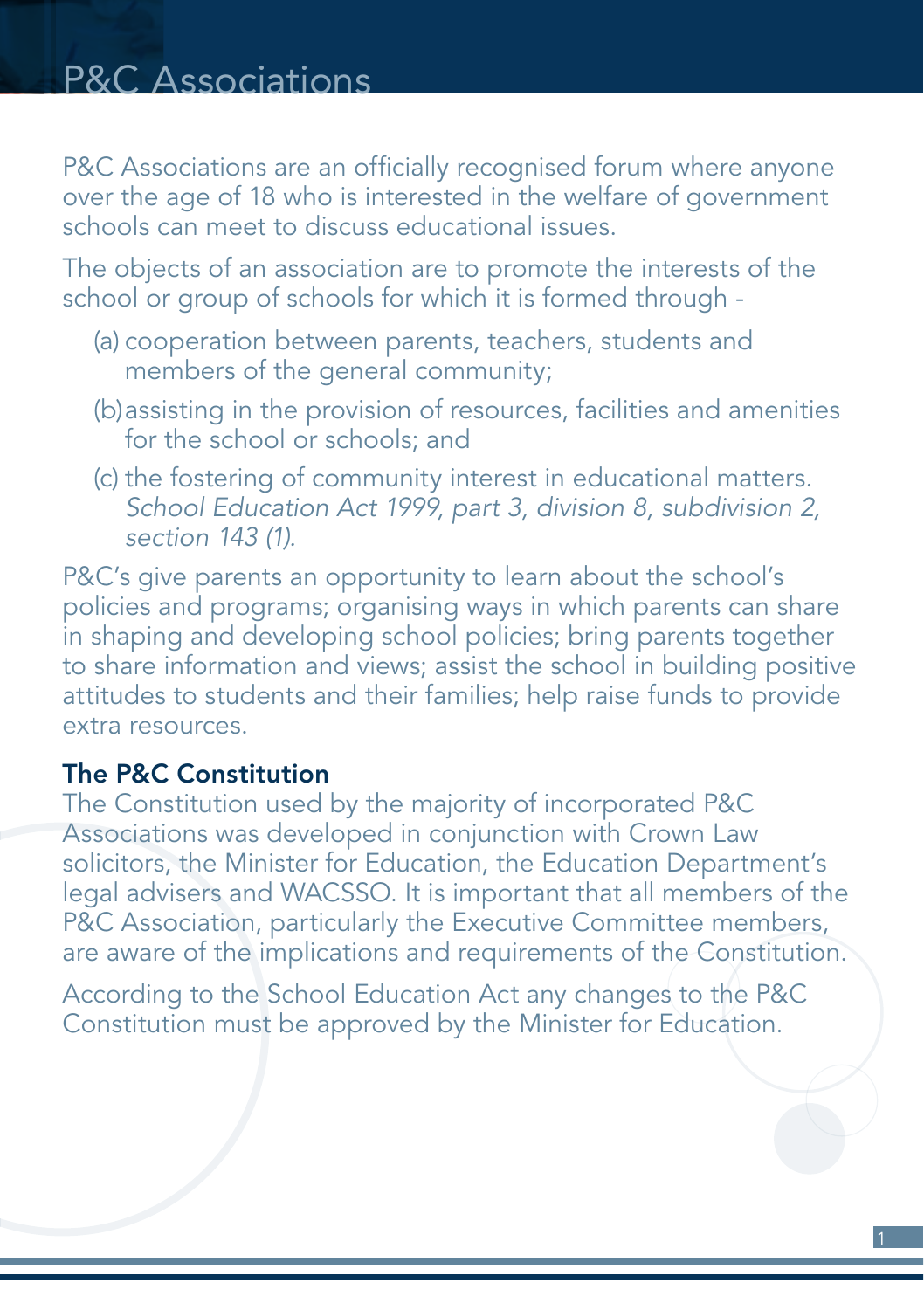# P&C Associations

P&C Associations are an officially recognised forum where anyone over the age of 18 who is interested in the welfare of government schools can meet to discuss educational issues.

The objects of an association are to promote the interests of the school or group of schools for which it is formed through -

(a) cooperation between parents, teachers, students and members of the general community;

(b) assisting in the provision of resources, facilities and amenities for the school or schools; and

(c) the fostering of community interest in educational matters. *School Education Act 1999, part 3, division 8, subdivision 2, section 143 (1).*

P&C's give parents an opportunity to learn about the school's policies and programs; organising ways in which parents can share in shaping and developing school policies; bring parents together to share information and views; assist the school in building positive attitudes to students and their families; help raise funds to provide extra resources.

## The P&C Constitution

The Constitution used by the majority of incorporated P&C Associations was developed in conjunction with Crown Law solicitors, the Minister for Education, the Education Department's legal advisers and WACSSO. It is important that all members of the P&C Association, particularly the Executive Committee members, are aware of the implications and requirements of the Constitution.

According to the School Education Act any changes to the P&C Constitution must be approved by the Minister for Education.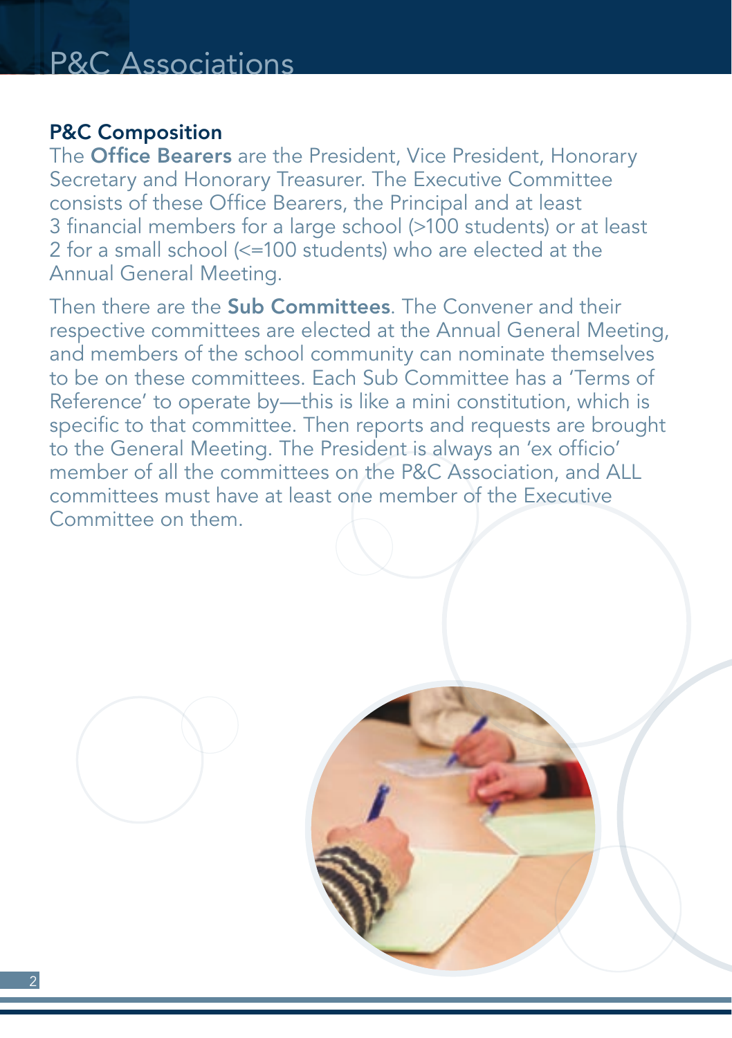## P&C Composition

The **Office Bearers** are the President, Vice President, Honorary Secretary and Honorary Treasurer. The Executive Committee consists of these Office Bearers, the Principal and at least 3 financial members for a large school (>100 students) or at least 2 for a small school (<=100 students) who are elected at the Annual General Meeting.

Then there are the **Sub Committees**. The Convener and their respective committees are elected at the Annual General Meeting, and members of the school community can nominate themselves to be on these committees. Each Sub Committee has a 'Terms of Reference' to operate by—this is like a mini constitution, which is specific to that committee. Then reports and requests are brought to the General Meeting. The President is always an 'ex officio' member of all the committees on the P&C Association, and ALL committees must have at least one member of the Executive Committee on them.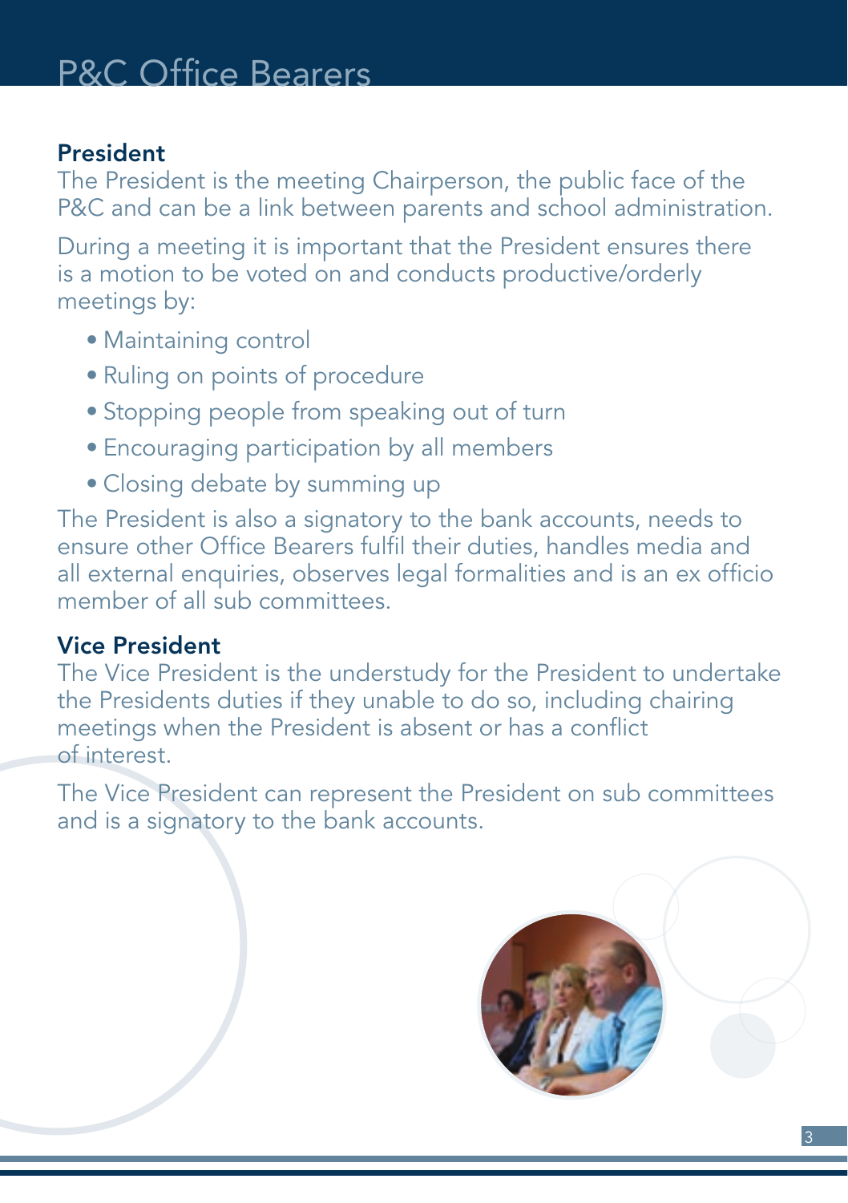# P&C Office Bearers

## President

The President is the meeting Chairperson, the public face of the P&C and can be a link between parents and school administration.

During a meeting it is important that the President ensures there is a motion to be voted on and conducts productive/orderly meetings by:

- Maintaining control
- Ruling on points of procedure
- Stopping people from speaking out of turn
- Encouraging participation by all members
- Closing debate by summing up

The President is also a signatory to the bank accounts, needs to ensure other Office Bearers fulfil their duties, handles media and all external enquiries, observes legal formalities and is an ex officio member of all sub committees.

## Vice President

The Vice President is the understudy for the President to undertake the Presidents duties if they unable to do so, including chairing meetings when the President is absent or has a conflict of interest.

The Vice President can represent the President on sub committees and is a signatory to the bank accounts.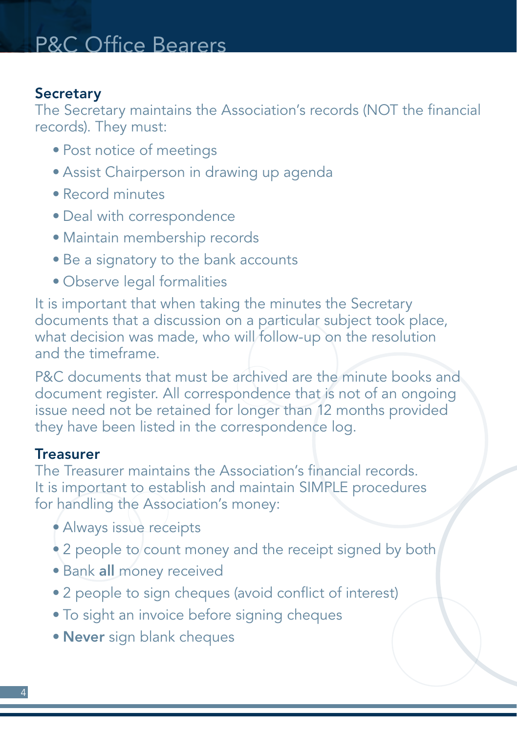# P&C Office Bearers

## Secretary

The Secretary maintains the Association's records (NOT the financial records). They must:

- Post notice of meetings
- Assist Chairperson in drawing up agenda
- Record minutes
- Deal with correspondence
- Maintain membership records
- Be a signatory to the bank accounts
- Observe legal formalities

It is important that when taking the minutes the Secretary documents that a discussion on a particular subject took place, what decision was made, who will follow-up on the resolution and the timeframe.

P&C documents that must be archived are the minute books and document register. All correspondence that is not of an ongoing issue need not be retained for longer than 12 months provided they have been listed in the correspondence log.

## Treasurer

The Treasurer maintains the Association's financial records. It is important to establish and maintain SIMPLE procedures for handling the Association's money:

- Always issue receipts
- 2 people to count money and the receipt signed by both
- Bank **all** money received
- 2 people to sign cheques (avoid conflict of interest)
- To sight an invoice before signing cheques
- **Never** sign blank cheques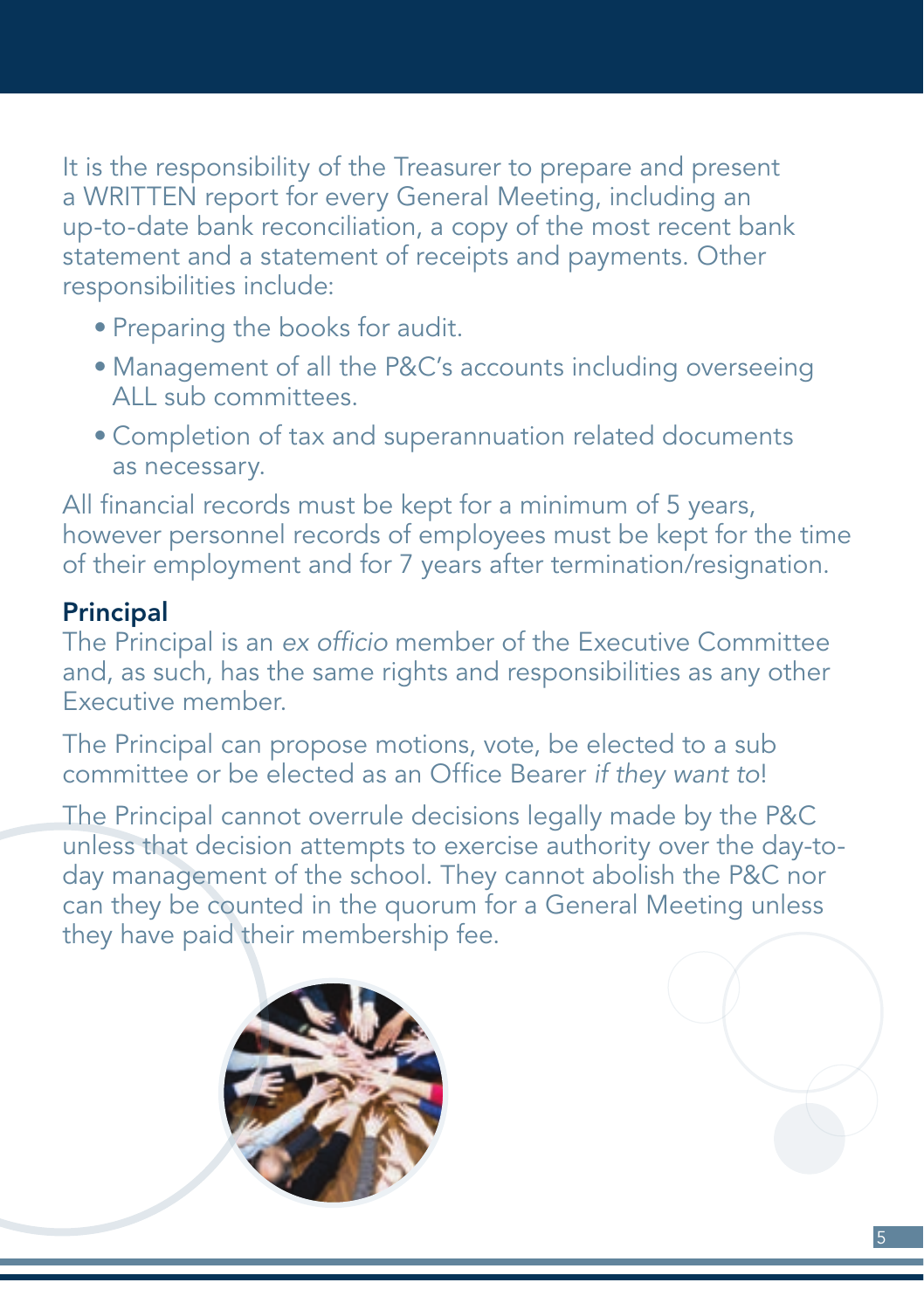It is the responsibility of the Treasurer to prepare and present a WRITTEN report for every General Meeting, including an up-to-date bank reconciliation, a copy of the most recent bank statement and a statement of receipts and payments. Other responsibilities include:

- Preparing the books for audit.
- Management of all the P&C's accounts including overseeing ALL sub committees.
- Completion of tax and superannuation related documents as necessary.

All financial records must be kept for a minimum of 5 years, however personnel records of employees must be kept for the time of their employment and for 7 years after termination/resignation.

### Principal

The Principal is an *ex officio* member of the Executive Committee and, as such, has the same rights and responsibilities as any other Executive member.

The Principal can propose motions, vote, be elected to a sub committee or be elected as an Office Bearer *if they want to*!

The Principal cannot overrule decisions legally made by the P&C unless that decision attempts to exercise authority over the day-to-day management of the school. They cannot abolish the P&C nor can they be counted in the quorum for a General Meeting unless they have paid their membership fee.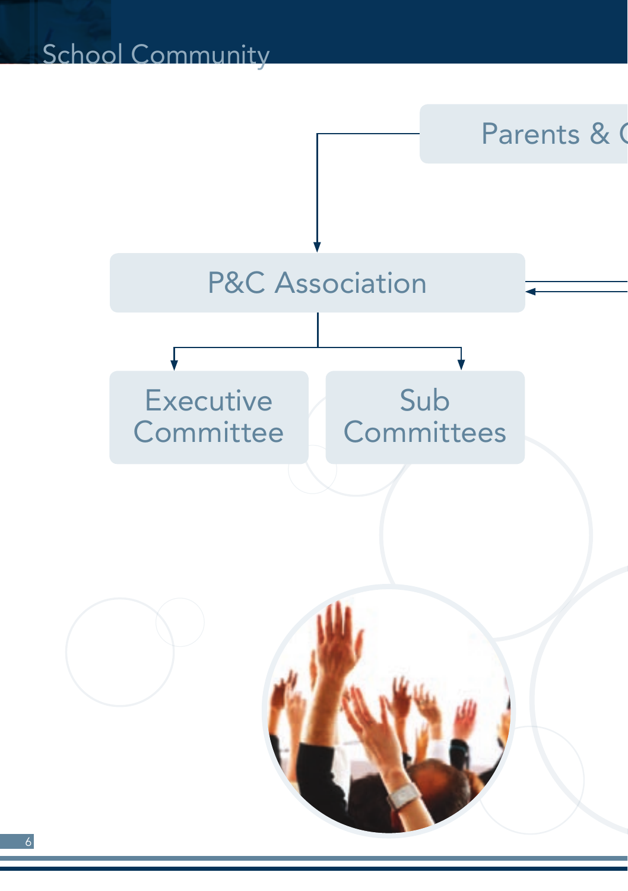# School Community

Parents & C

P&C Association

Executive Committee

Sub Committees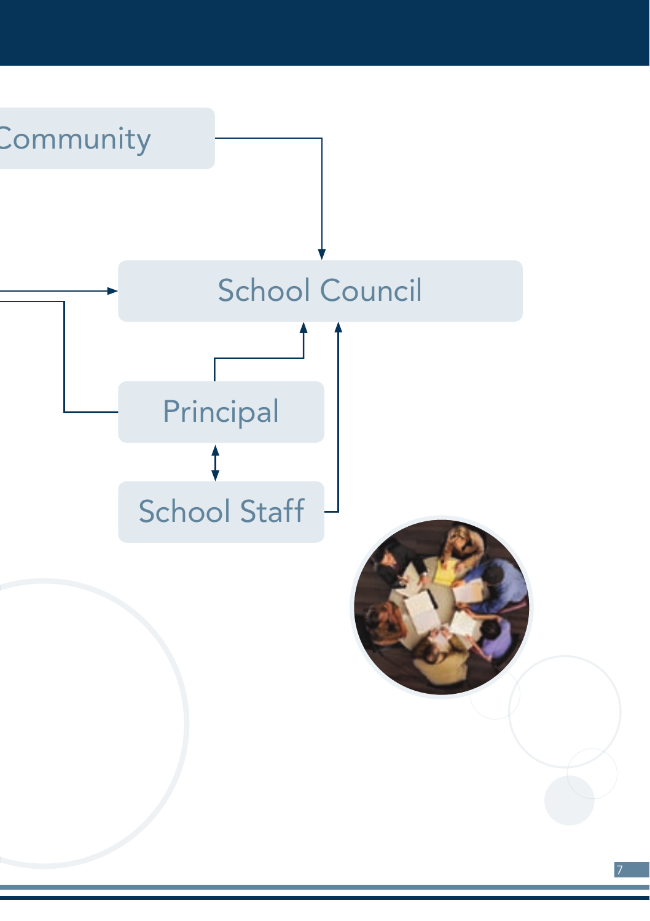Community

School Council

Principal

School Staff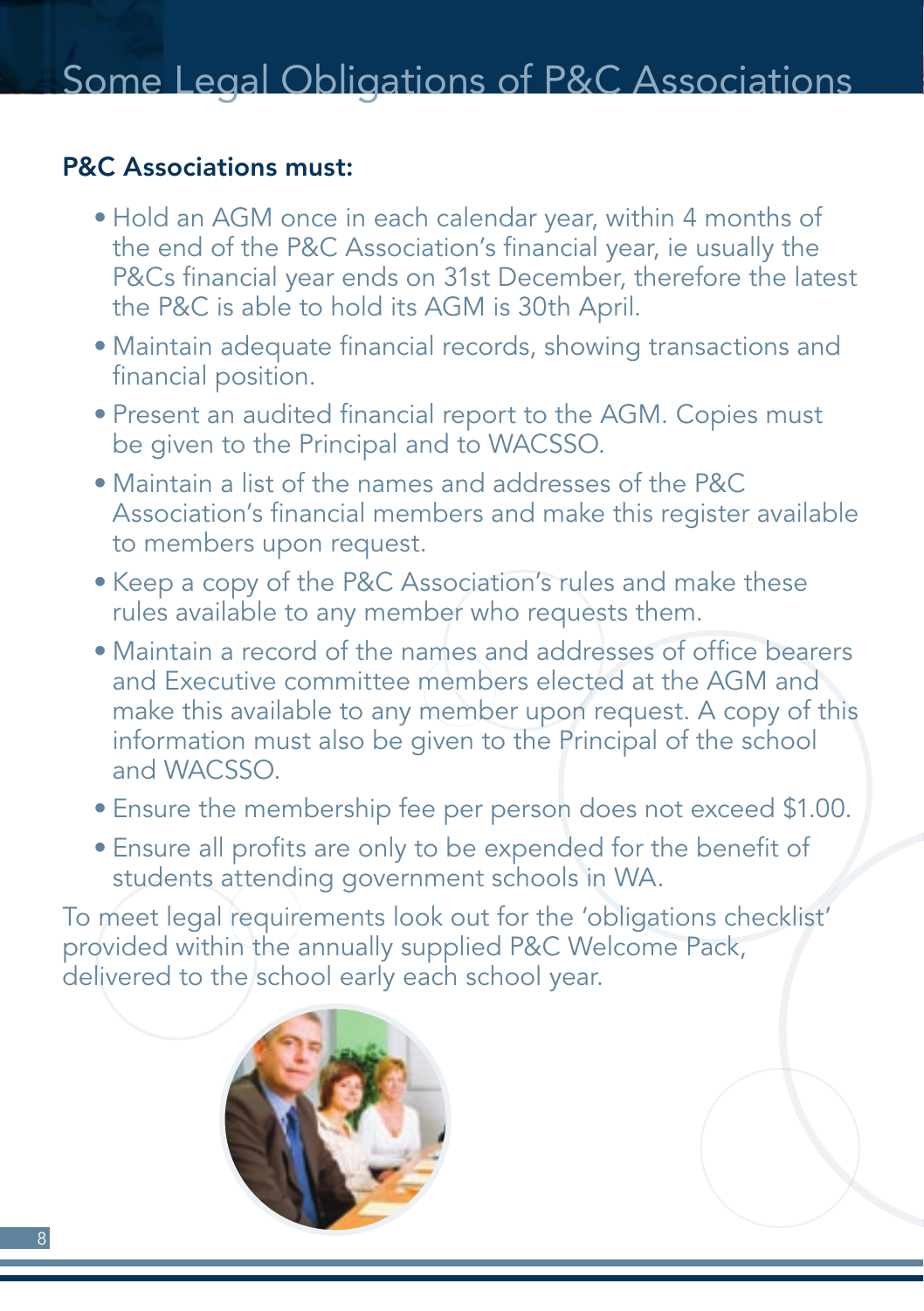# Some Legal Obligations of P&C Associations

**P&C Associations must:**

- Hold an AGM once in each calendar year, within 4 months of the end of the P&C Association's financial year, ie usually the P&Cs financial year ends on 31st December, therefore the latest the P&C is able to hold its AGM is 30th April.
- Maintain adequate financial records, showing transactions and financial position.
- Present an audited financial report to the AGM. Copies must be given to the Principal and to WACSSO.
- Maintain a list of the names and addresses of the P&C Association's financial members and make this register available to members upon request.
- Keep a copy of the P&C Association's rules and make these rules available to any member who requests them.
- Maintain a record of the names and addresses of office bearers and Executive committee members elected at the AGM and make this available to any member upon request. A copy of this information must also be given to the Principal of the school and WACSSO.
- Ensure the membership fee per person does not exceed $1.00.
- Ensure all profits are only to be expended for the benefit of students attending government schools in WA.

To meet legal requirements look out for the 'obligations checklist' provided within the annually supplied P&C Welcome Pack, delivered to the school early each school year.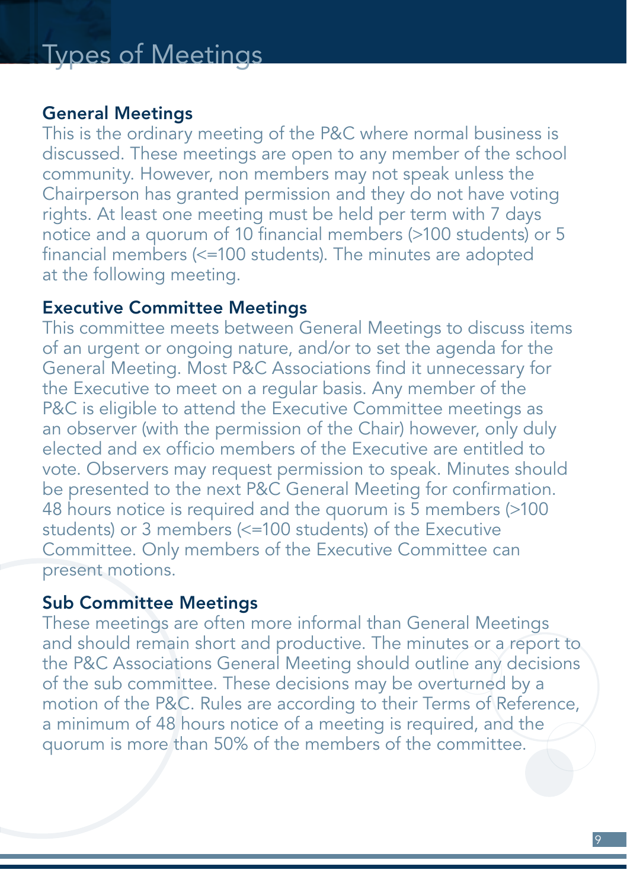# Types of Meetings

## General Meetings

This is the ordinary meeting of the P&C where normal business is discussed. These meetings are open to any member of the school community. However, non members may not speak unless the Chairperson has granted permission and they do not have voting rights. At least one meeting must be held per term with 7 days notice and a quorum of 10 financial members (>100 students) or 5 financial members (<=100 students). The minutes are adopted at the following meeting.

## Executive Committee Meetings

This committee meets between General Meetings to discuss items of an urgent or ongoing nature, and/or to set the agenda for the General Meeting. Most P&C Associations find it unnecessary for the Executive to meet on a regular basis. Any member of the P&C is eligible to attend the Executive Committee meetings as an observer (with the permission of the Chair) however, only duly elected and ex officio members of the Executive are entitled to vote. Observers may request permission to speak. Minutes should be presented to the next P&C General Meeting for confirmation. 48 hours notice is required and the quorum is 5 members (>100 students) or 3 members (<=100 students) of the Executive Committee. Only members of the Executive Committee can present motions.

## Sub Committee Meetings

These meetings are often more informal than General Meetings and should remain short and productive. The minutes or a report to the P&C Associations General Meeting should outline any decisions of the sub committee. These decisions may be overturned by a motion of the P&C. Rules are according to their Terms of Reference, a minimum of 48 hours notice of a meeting is required, and the quorum is more than 50% of the members of the committee.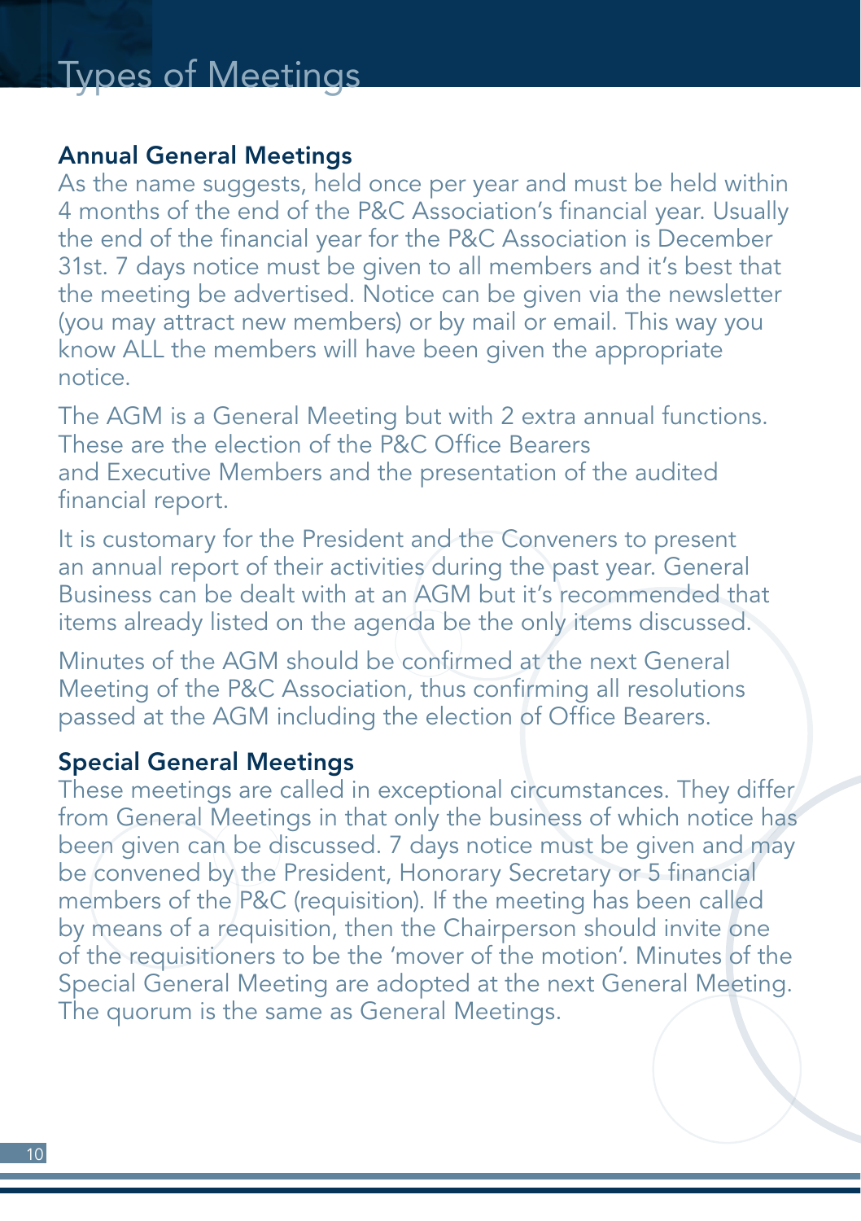# Types of Meetings

### Annual General Meetings

As the name suggests, held once per year and must be held within 4 months of the end of the P&C Association's financial year. Usually the end of the financial year for the P&C Association is December 31st. 7 days notice must be given to all members and it's best that the meeting be advertised. Notice can be given via the newsletter (you may attract new members) or by mail or email. This way you know ALL the members will have been given the appropriate notice.

The AGM is a General Meeting but with 2 extra annual functions. These are the election of the P&C Office Bearers and Executive Members and the presentation of the audited financial report.

It is customary for the President and the Conveners to present an annual report of their activities during the past year. General Business can be dealt with at an AGM but it's recommended that items already listed on the agenda be the only items discussed.

Minutes of the AGM should be confirmed at the next General Meeting of the P&C Association, thus confirming all resolutions passed at the AGM including the election of Office Bearers.

### Special General Meetings

These meetings are called in exceptional circumstances. They differ from General Meetings in that only the business of which notice has been given can be discussed. 7 days notice must be given and may be convened by the President, Honorary Secretary or 5 financial members of the P&C (requisition). If the meeting has been called by means of a requisition, then the Chairperson should invite one of the requisitioners to be the 'mover of the motion'. Minutes of the Special General Meeting are adopted at the next General Meeting. The quorum is the same as General Meetings.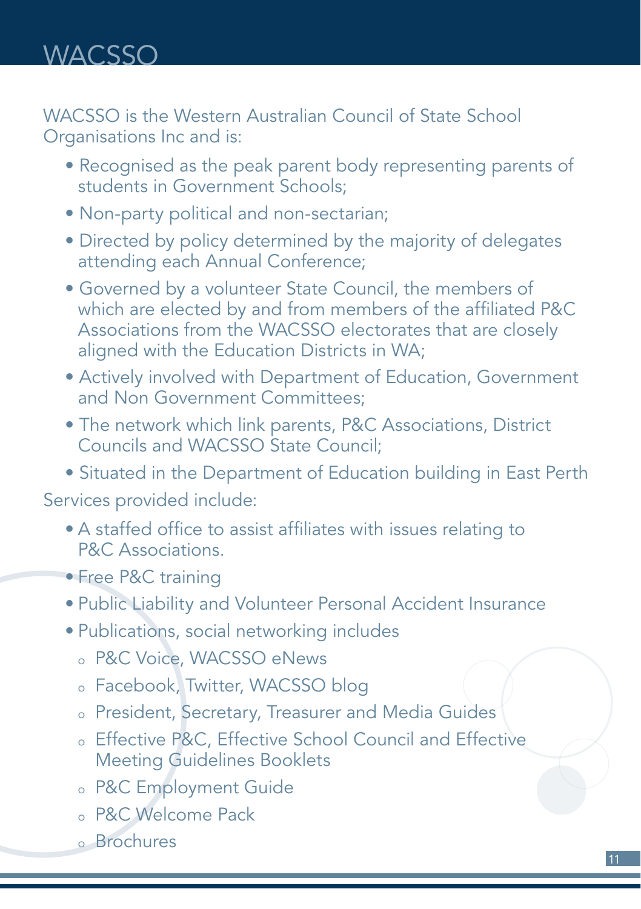# WACSSO

WACSSO is the Western Australian Council of State School Organisations Inc and is:

- Recognised as the peak parent body representing parents of students in Government Schools;
- Non-party political and non-sectarian;
- Directed by policy determined by the majority of delegates attending each Annual Conference;
- Governed by a volunteer State Council, the members of which are elected by and from members of the affiliated P&C Associations from the WACSSO electorates that are closely aligned with the Education Districts in WA;
- Actively involved with Department of Education, Government and Non Government Committees;
- The network which link parents, P&C Associations, District Councils and WACSSO State Council;
- Situated in the Department of Education building in East Perth

Services provided include:

- A staffed office to assist affiliates with issues relating to P&C Associations.
- Free P&C training
- Public Liability and Volunteer Personal Accident Insurance
- Publications, social networking includes
  - P&C Voice, WACSSO eNews
  - Facebook, Twitter, WACSSO blog
  - President, Secretary, Treasurer and Media Guides
  - Effective P&C, Effective School Council and Effective Meeting Guidelines Booklets
  - P&C Employment Guide
  - P&C Welcome Pack
  - Brochures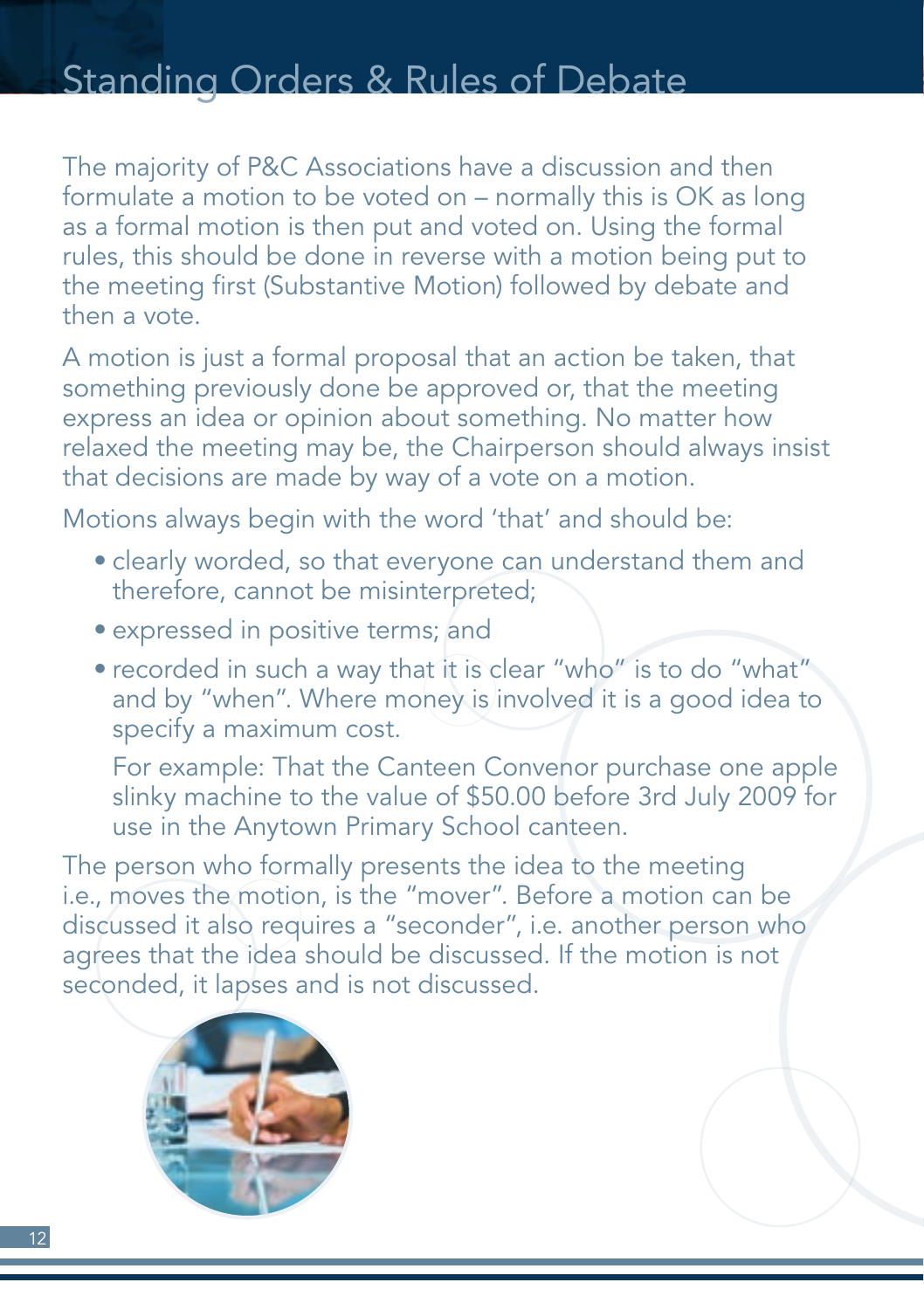# Standing Orders & Rules of Debate

The majority of P&C Associations have a discussion and then formulate a motion to be voted on – normally this is OK as long as a formal motion is then put and voted on. Using the formal rules, this should be done in reverse with a motion being put to the meeting first (Substantive Motion) followed by debate and then a vote.

A motion is just a formal proposal that an action be taken, that something previously done be approved or, that the meeting express an idea or opinion about something. No matter how relaxed the meeting may be, the Chairperson should always insist that decisions are made by way of a vote on a motion.

Motions always begin with the word 'that' and should be:

- clearly worded, so that everyone can understand them and therefore, cannot be misinterpreted;
- expressed in positive terms; and
- recorded in such a way that it is clear "who" is to do "what" and by "when". Where money is involved it is a good idea to specify a maximum cost.

  For example: That the Canteen Convenor purchase one apple slinky machine to the value of $50.00 before 3rd July 2009 for use in the Anytown Primary School canteen.

The person who formally presents the idea to the meeting i.e., moves the motion, is the "mover". Before a motion can be discussed it also requires a "seconder", i.e. another person who agrees that the idea should be discussed. If the motion is not seconded, it lapses and is not discussed.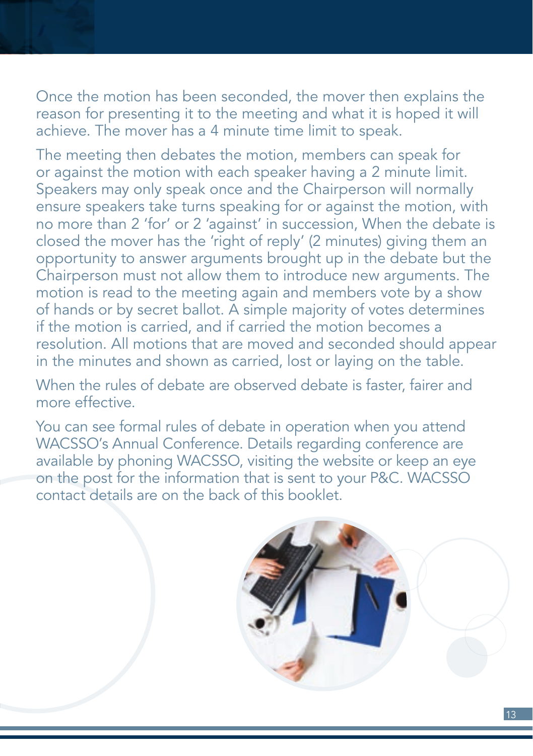Once the motion has been seconded, the mover then explains the reason for presenting it to the meeting and what it is hoped it will achieve. The mover has a 4 minute time limit to speak.

The meeting then debates the motion, members can speak for or against the motion with each speaker having a 2 minute limit. Speakers may only speak once and the Chairperson will normally ensure speakers take turns speaking for or against the motion, with no more than 2 'for' or 2 'against' in succession, When the debate is closed the mover has the 'right of reply' (2 minutes) giving them an opportunity to answer arguments brought up in the debate but the Chairperson must not allow them to introduce new arguments. The motion is read to the meeting again and members vote by a show of hands or by secret ballot. A simple majority of votes determines if the motion is carried, and if carried the motion becomes a resolution. All motions that are moved and seconded should appear in the minutes and shown as carried, lost or laying on the table.

When the rules of debate are observed debate is faster, fairer and more effective.

You can see formal rules of debate in operation when you attend WACSSO's Annual Conference. Details regarding conference are available by phoning WACSSO, visiting the website or keep an eye on the post for the information that is sent to your P&C. WACSSO contact details are on the back of this booklet.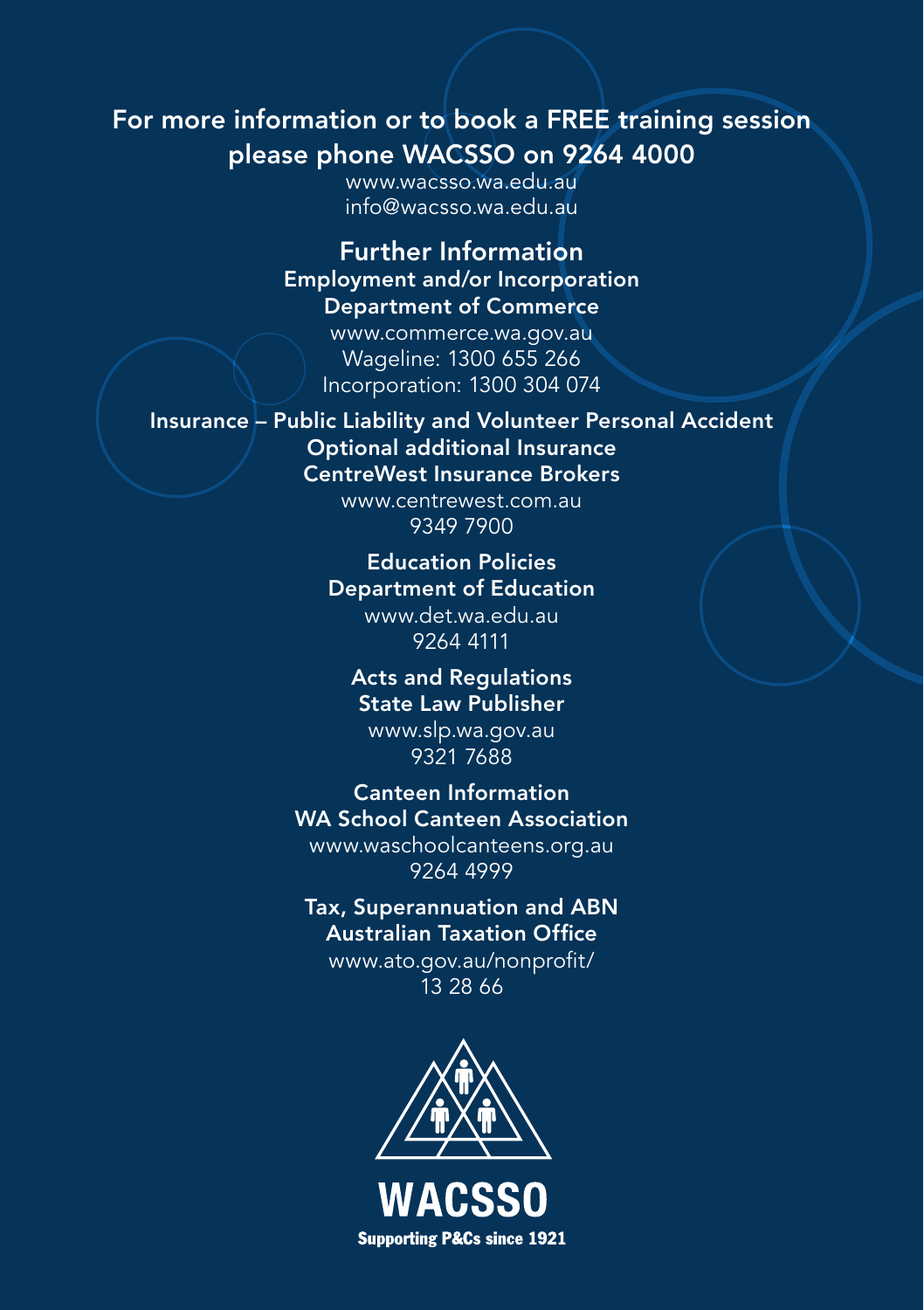## For more information or to book a FREE training session please phone WACSSO on 9264 4000

www.wacsso.wa.edu.au
info@wacsso.wa.edu.au

### Further Information

**Employment and/or Incorporation**
**Department of Commerce**
www.commerce.wa.gov.au
Wageline: 1300 655 266
Incorporation: 1300 304 074

**Insurance – Public Liability and Volunteer Personal Accident**
**Optional additional Insurance**
**CentreWest Insurance Brokers**
www.centrewest.com.au
9349 7900

**Education Policies**
**Department of Education**
www.det.wa.edu.au
9264 4111

**Acts and Regulations**
**State Law Publisher**
www.slp.wa.gov.au
9321 7688

**Canteen Information**
**WA School Canteen Association**
www.waschoolcanteens.org.au
9264 4999

**Tax, Superannuation and ABN**
**Australian Taxation Office**
www.ato.gov.au/nonprofit/
13 28 66

**WACSSO**
Supporting P&Cs since 1921